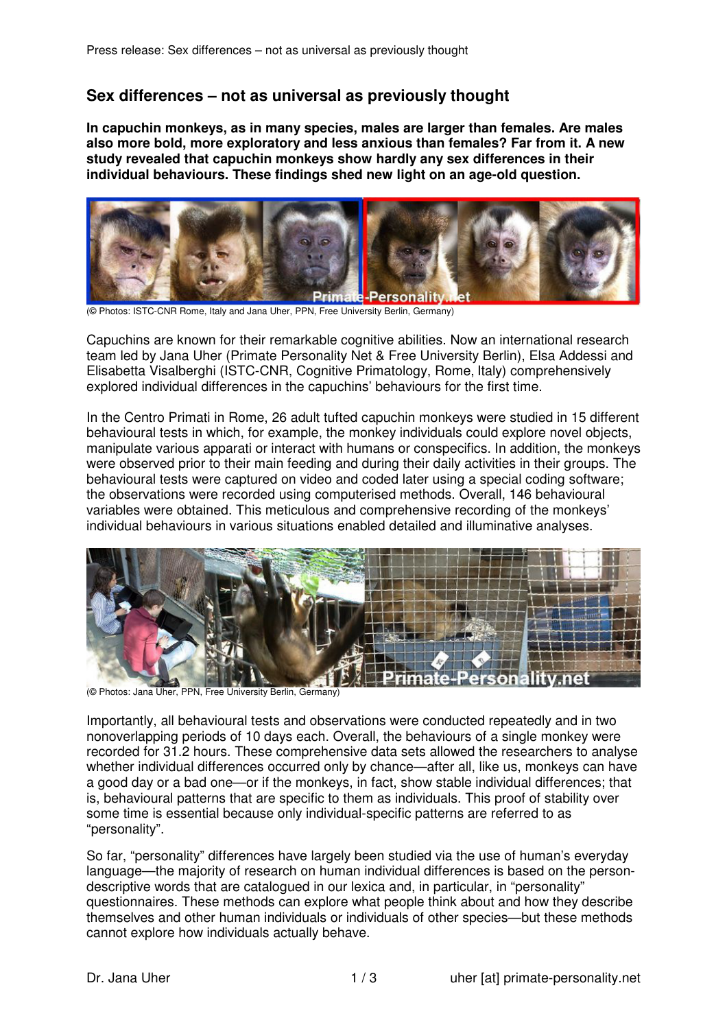## Sex differences – not as universal as previously thought

**In capuchin monkeys, as in many species, males are larger than females. Are males also more bold, more exploratory and less anxious than females? Far from it. A new study revealed that capuchin monkeys show hardly any sex differences in their individual behaviours. These findings shed new light on an age-old question.**

(© Photos: ISTC-CNR Rome, Italy and Jana Uher, PPN, Free University Berlin, Germany)

Capuchins are known for their remarkable cognitive abilities. Now an international research team led by Jana Uher (Primate Personality Net & Free University Berlin), Elsa Addessi and Elisabetta Visalberghi (ISTC-CNR, Cognitive Primatology, Rome, Italy) comprehensively explored individual differences in the capuchins' behaviours for the first time.

In the Centro Primati in Rome, 26 adult tufted capuchin monkeys were studied in 15 different behavioural tests in which, for example, the monkey individuals could explore novel objects, manipulate various apparati or interact with humans or conspecifics. In addition, the monkeys were observed prior to their main feeding and during their daily activities in their groups. The behavioural tests were captured on video and coded later using a special coding software; the observations were recorded using computerised methods. Overall, 146 behavioural variables were obtained. This meticulous and comprehensive recording of the monkeys' individual behaviours in various situations enabled detailed and illuminative analyses.

(© Photos: Jana Uher, PPN, Free University Berlin, Germany)

Importantly, all behavioural tests and observations were conducted repeatedly and in two nonoverlapping periods of 10 days each. Overall, the behaviours of a single monkey were recorded for 31.2 hours. These comprehensive data sets allowed the researchers to analyse whether individual differences occurred only by chance—after all, like us, monkeys can have a good day or a bad one—or if the monkeys, in fact, show stable individual differences; that is, behavioural patterns that are specific to them as individuals. This proof of stability over some time is essential because only individual-specific patterns are referred to as "personality".

So far, "personality" differences have largely been studied via the use of human's everyday language—the majority of research on human individual differences is based on the person-descriptive words that are catalogued in our lexica and, in particular, in "personality" questionnaires. These methods can explore what people think about and how they describe themselves and other human individuals or individuals of other species—but these methods cannot explore how individuals actually behave.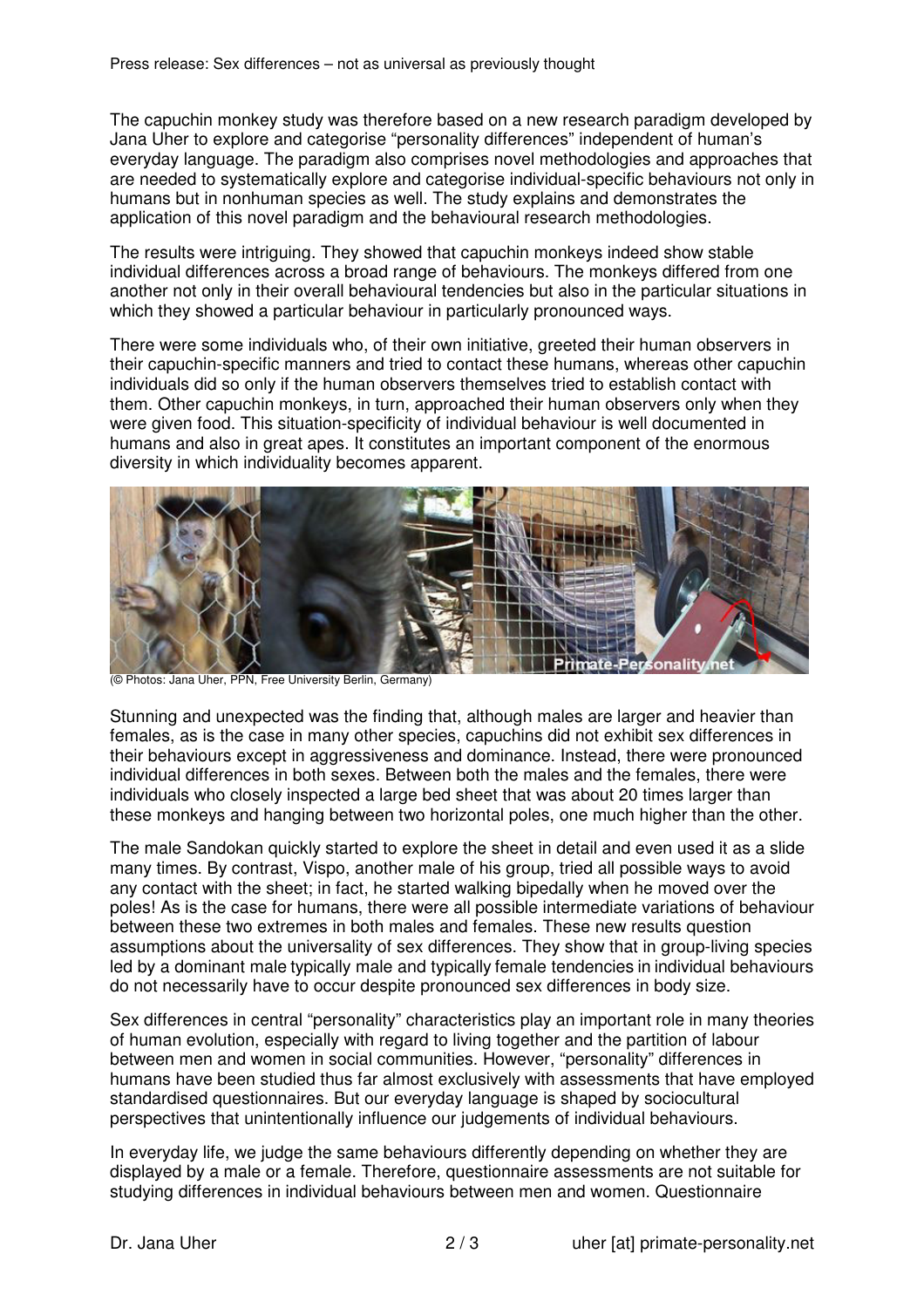The capuchin monkey study was therefore based on a new research paradigm developed by Jana Uher to explore and categorise "personality differences" independent of human's everyday language. The paradigm also comprises novel methodologies and approaches that are needed to systematically explore and categorise individual-specific behaviours not only in humans but in nonhuman species as well. The study explains and demonstrates the application of this novel paradigm and the behavioural research methodologies.

The results were intriguing. They showed that capuchin monkeys indeed show stable individual differences across a broad range of behaviours. The monkeys differed from one another not only in their overall behavioural tendencies but also in the particular situations in which they showed a particular behaviour in particularly pronounced ways.

There were some individuals who, of their own initiative, greeted their human observers in their capuchin-specific manners and tried to contact these humans, whereas other capuchin individuals did so only if the human observers themselves tried to establish contact with them. Other capuchin monkeys, in turn, approached their human observers only when they were given food. This situation-specificity of individual behaviour is well documented in humans and also in great apes. It constitutes an important component of the enormous diversity in which individuality becomes apparent.

(© Photos: Jana Uher, PPN, Free University Berlin, Germany)

Stunning and unexpected was the finding that, although males are larger and heavier than females, as is the case in many other species, capuchins did not exhibit sex differences in their behaviours except in aggressiveness and dominance. Instead, there were pronounced individual differences in both sexes. Between both the males and the females, there were individuals who closely inspected a large bed sheet that was about 20 times larger than these monkeys and hanging between two horizontal poles, one much higher than the other.

The male Sandokan quickly started to explore the sheet in detail and even used it as a slide many times. By contrast, Vispo, another male of his group, tried all possible ways to avoid any contact with the sheet; in fact, he started walking bipedally when he moved over the poles! As is the case for humans, there were all possible intermediate variations of behaviour between these two extremes in both males and females. These new results question assumptions about the universality of sex differences. They show that in group-living species led by a dominant male typically male and typically female tendencies in individual behaviours do not necessarily have to occur despite pronounced sex differences in body size.

Sex differences in central "personality" characteristics play an important role in many theories of human evolution, especially with regard to living together and the partition of labour between men and women in social communities. However, "personality" differences in humans have been studied thus far almost exclusively with assessments that have employed standardised questionnaires. But our everyday language is shaped by sociocultural perspectives that unintentionally influence our judgements of individual behaviours.

In everyday life, we judge the same behaviours differently depending on whether they are displayed by a male or a female. Therefore, questionnaire assessments are not suitable for studying differences in individual behaviours between men and women. Questionnaire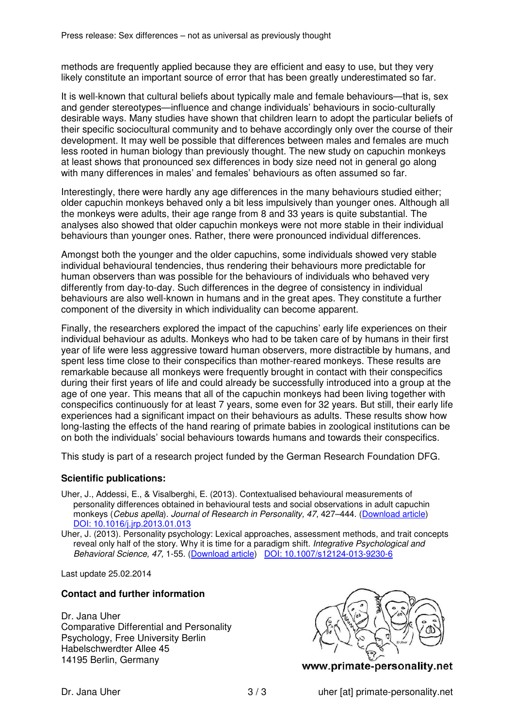methods are frequently applied because they are efficient and easy to use, but they very likely constitute an important source of error that has been greatly underestimated so far.

It is well-known that cultural beliefs about typically male and female behaviours—that is, sex and gender stereotypes—influence and change individuals' behaviours in socio-culturally desirable ways. Many studies have shown that children learn to adopt the particular beliefs of their specific sociocultural community and to behave accordingly only over the course of their development. It may well be possible that differences between males and females are much less rooted in human biology than previously thought. The new study on capuchin monkeys at least shows that pronounced sex differences in body size need not in general go along with many differences in males' and females' behaviours as often assumed so far.

Interestingly, there were hardly any age differences in the many behaviours studied either; older capuchin monkeys behaved only a bit less impulsively than younger ones. Although all the monkeys were adults, their age range from 8 and 33 years is quite substantial. The analyses also showed that older capuchin monkeys were not more stable in their individual behaviours than younger ones. Rather, there were pronounced individual differences.

Amongst both the younger and the older capuchins, some individuals showed very stable individual behavioural tendencies, thus rendering their behaviours more predictable for human observers than was possible for the behaviours of individuals who behaved very differently from day-to-day. Such differences in the degree of consistency in individual behaviours are also well-known in humans and in the great apes. They constitute a further component of the diversity in which individuality can become apparent.

Finally, the researchers explored the impact of the capuchins' early life experiences on their individual behaviour as adults. Monkeys who had to be taken care of by humans in their first year of life were less aggressive toward human observers, more distractible by humans, and spent less time close to their conspecifics than mother-reared monkeys. These results are remarkable because all monkeys were frequently brought in contact with their conspecifics during their first years of life and could already be successfully introduced into a group at the age of one year. This means that all of the capuchin monkeys had been living together with conspecifics continuously for at least 7 years, some even for 32 years. But still, their early life experiences had a significant impact on their behaviours as adults. These results show how long-lasting the effects of the hand rearing of primate babies in zoological institutions can be on both the individuals' social behaviours towards humans and towards their conspecifics.

This study is part of a research project funded by the German Research Foundation DFG.

**Scientific publications:**

Uher, J., Addessi, E., & Visalberghi, E. (2013). Contextualised behavioural measurements of personality differences obtained in behavioural tests and social observations in adult capuchin monkeys (*Cebus apella*). *Journal of Research in Personality, 47,* 427–444. (Download article) DOI: 10.1016/j.jrp.2013.01.013

Uher, J. (2013). Personality psychology: Lexical approaches, assessment methods, and trait concepts reveal only half of the story. Why it is time for a paradigm shift. *Integrative Psychological and Behavioral Science, 47,* 1-55. (Download article) DOI: 10.1007/s12124-013-9230-6

Last update 25.02.2014

**Contact and further information**

Dr. Jana Uher
Comparative Differential and Personality Psychology, Free University Berlin
Habelschwerdter Allee 45
14195 Berlin, Germany

www.primate-personality.net

uher [at] primate-personality.net